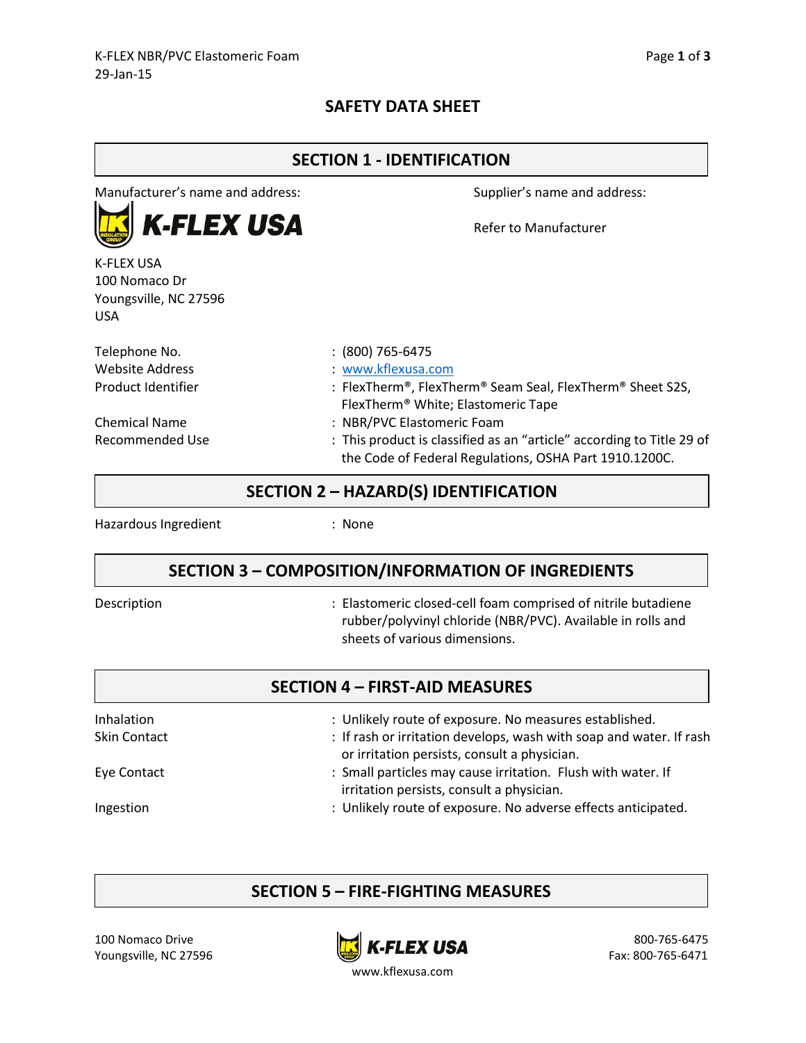# SAFETY DATA SHEET

## SECTION 1 - IDENTIFICATION

Manufacturer's name and address:

K-FLEX USA

K-FLEX USA
100 Nomaco Dr
Youngsville, NC 27596
USA

Supplier's name and address:

Refer to Manufacturer

| | |
|---|---|
| Telephone No. | : (800) 765-6475 |
| Website Address | : www.kflexusa.com |
| Product Identifier | : FlexTherm®, FlexTherm® Seam Seal, FlexTherm® Sheet S2S, FlexTherm® White; Elastomeric Tape |
| Chemical Name | : NBR/PVC Elastomeric Foam |
| Recommended Use | : This product is classified as an "article" according to Title 29 of the Code of Federal Regulations, OSHA Part 1910.1200C. |

## SECTION 2 – HAZARD(S) IDENTIFICATION

| | |
|---|---|
| Hazardous Ingredient | : None |

## SECTION 3 – COMPOSITION/INFORMATION OF INGREDIENTS

| | |
|---|---|
| Description | : Elastomeric closed-cell foam comprised of nitrile butadiene rubber/polyvinyl chloride (NBR/PVC). Available in rolls and sheets of various dimensions. |

## SECTION 4 – FIRST-AID MEASURES

| | |
|---|---|
| Inhalation | : Unlikely route of exposure. No measures established. |
| Skin Contact | : If rash or irritation develops, wash with soap and water. If rash or irritation persists, consult a physician. |
| Eye Contact | : Small particles may cause irritation. Flush with water. If irritation persists, consult a physician. |
| Ingestion | : Unlikely route of exposure. No adverse effects anticipated. |

## SECTION 5 – FIRE-FIGHTING MEASURES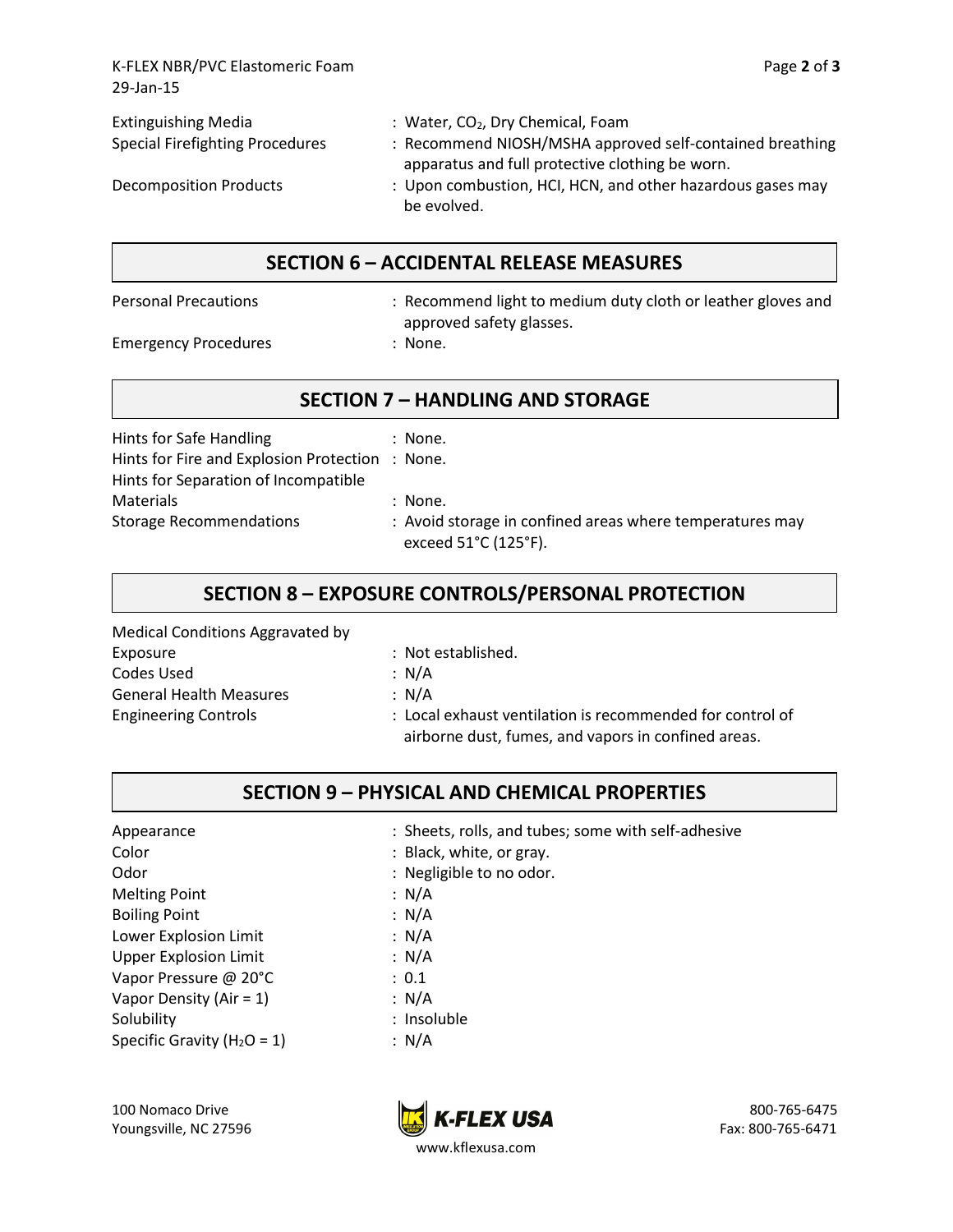| | |
|---|---|
| Extinguishing Media | : Water, $CO_2$, Dry Chemical, Foam |
| Special Firefighting Procedures | : Recommend NIOSH/MSHA approved self-contained breathing apparatus and full protective clothing be worn. |
| Decomposition Products | : Upon combustion, HCI, HCN, and other hazardous gases may be evolved. |

## SECTION 6 – ACCIDENTAL RELEASE MEASURES

| | |
|---|---|
| Personal Precautions | : Recommend light to medium duty cloth or leather gloves and approved safety glasses. |
| Emergency Procedures | : None. |

## SECTION 7 – HANDLING AND STORAGE

| | |
|---|---|
| Hints for Safe Handling | : None. |
| Hints for Fire and Explosion Protection | : None. |
| Hints for Separation of Incompatible Materials | : None. |
| Storage Recommendations | : Avoid storage in confined areas where temperatures may exceed 51°C (125°F). |

## SECTION 8 – EXPOSURE CONTROLS/PERSONAL PROTECTION

| | |
|---|---|
| Medical Conditions Aggravated by Exposure | : Not established. |
| Codes Used | : N/A |
| General Health Measures | : N/A |
| Engineering Controls | : Local exhaust ventilation is recommended for control of airborne dust, fumes, and vapors in confined areas. |

## SECTION 9 – PHYSICAL AND CHEMICAL PROPERTIES

| | |
|---|---|
| Appearance | : Sheets, rolls, and tubes; some with self-adhesive |
| Color | : Black, white, or gray. |
| Odor | : Negligible to no odor. |
| Melting Point | : N/A |
| Boiling Point | : N/A |
| Lower Explosion Limit | : N/A |
| Upper Explosion Limit | : N/A |
| Vapor Pressure @ 20°C | : 0.1 |
| Vapor Density (Air = 1) | : N/A |
| Solubility | : Insoluble |
| Specific Gravity ($H_2O$ = 1) | : N/A |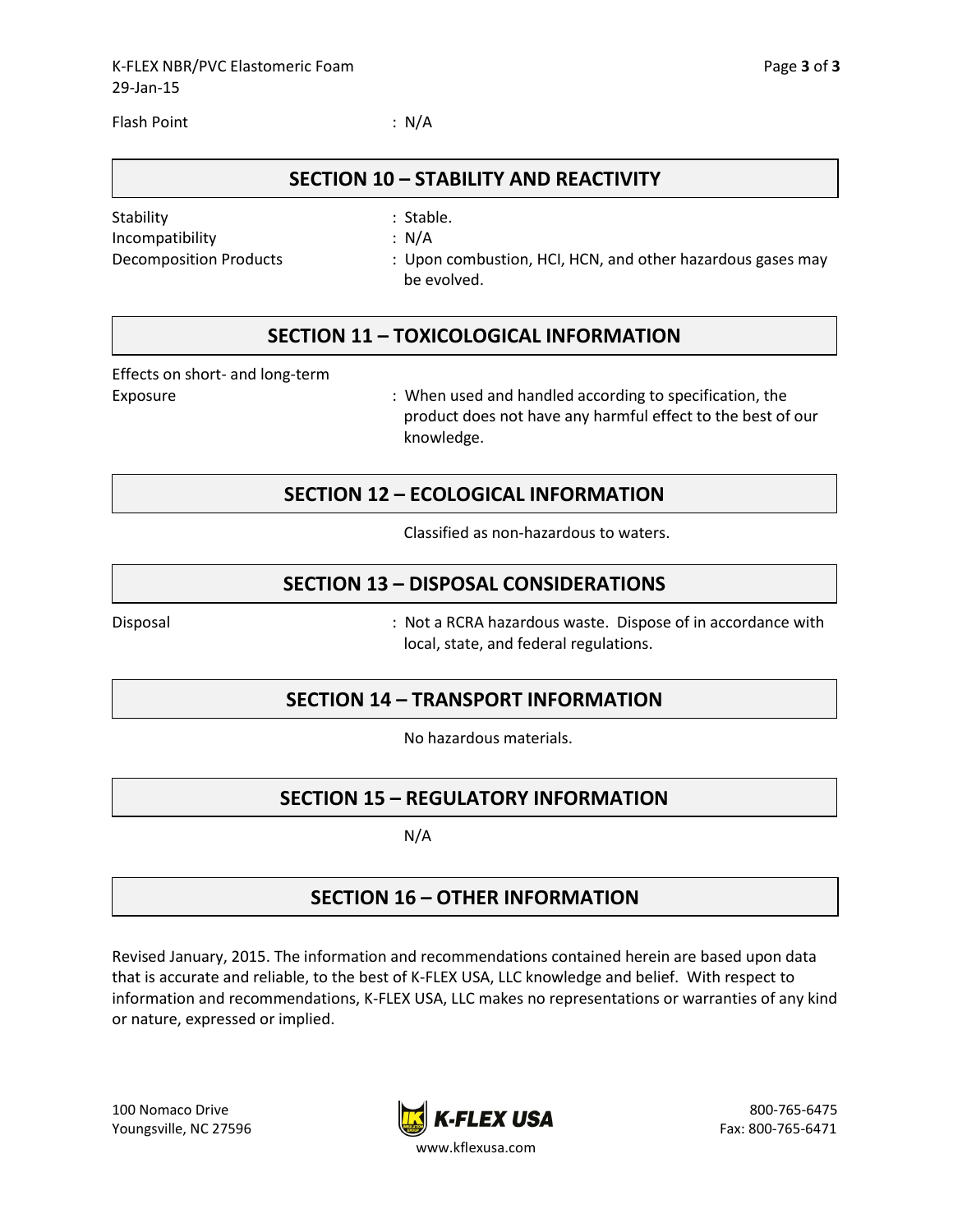Flash Point : N/A

## SECTION 10 – STABILITY AND REACTIVITY

Stability : Stable.

Incompatibility : N/A

Decomposition Products : Upon combustion, HCI, HCN, and other hazardous gases may be evolved.

## SECTION 11 – TOXICOLOGICAL INFORMATION

Effects on short- and long-term Exposure : When used and handled according to specification, the product does not have any harmful effect to the best of our knowledge.

## SECTION 12 – ECOLOGICAL INFORMATION

Classified as non-hazardous to waters.

## SECTION 13 – DISPOSAL CONSIDERATIONS

Disposal : Not a RCRA hazardous waste. Dispose of in accordance with local, state, and federal regulations.

## SECTION 14 – TRANSPORT INFORMATION

No hazardous materials.

## SECTION 15 – REGULATORY INFORMATION

N/A

## SECTION 16 – OTHER INFORMATION

Revised January, 2015. The information and recommendations contained herein are based upon data that is accurate and reliable, to the best of K-FLEX USA, LLC knowledge and belief. With respect to information and recommendations, K-FLEX USA, LLC makes no representations or warranties of any kind or nature, expressed or implied.

100 Nomaco Drive
Youngsville, NC 27596

K-FLEX USA
www.kflexusa.com

800-765-6475
Fax: 800-765-6471